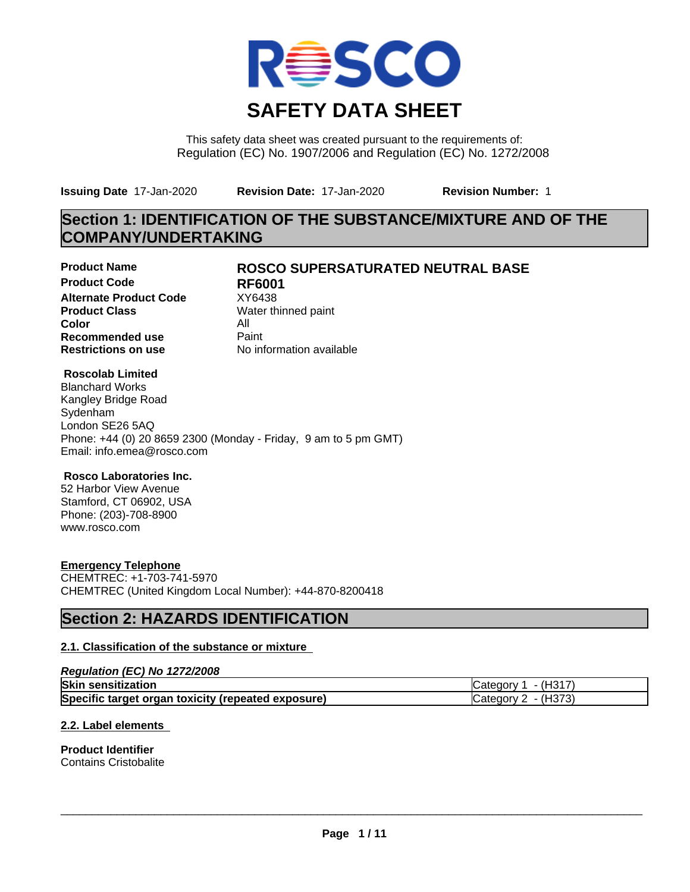# SAFETY DATA SHEET

This safety data sheet was created pursuant to the requirements of:
Regulation (EC) No. 1907/2006 and Regulation (EC) No. 1272/2008

**Issuing Date** 17-Jan-2020 **Revision Date:** 17-Jan-2020 **Revision Number:** 1

## Section 1: IDENTIFICATION OF THE SUBSTANCE/MIXTURE AND OF THE COMPANY/UNDERTAKING

| | |
|---|---|
| **Product Name** | **ROSCO SUPERSATURATED NEUTRAL BASE** |
| **Product Code** | **RF6001** |
| **Alternate Product Code** | XY6438 |
| **Product Class** | Water thinned paint |
| **Color** | All |
| **Recommended use** | Paint |
| **Restrictions on use** | No information available |

**Roscolab Limited**
Blanchard Works
Kangley Bridge Road
Sydenham
London SE26 5AQ
Phone: +44 (0) 20 8659 2300 (Monday - Friday, 9 am to 5 pm GMT)
Email: info.emea@rosco.com

**Rosco Laboratories Inc.**
52 Harbor View Avenue
Stamford, CT 06902, USA
Phone: (203)-708-8900
www.rosco.com

**Emergency Telephone**
CHEMTREC: +1-703-741-5970
CHEMTREC (United Kingdom Local Number): +44-870-8200418

## Section 2: HAZARDS IDENTIFICATION

### 2.1. Classification of the substance or mixture

*Regulation (EC) No 1272/2008*

| | |
|---|---|
| **Skin sensitization** | Category 1 - (H317) |
| **Specific target organ toxicity (repeated exposure)** | Category 2 - (H373) |

### 2.2. Label elements

**Product Identifier**
Contains Cristobalite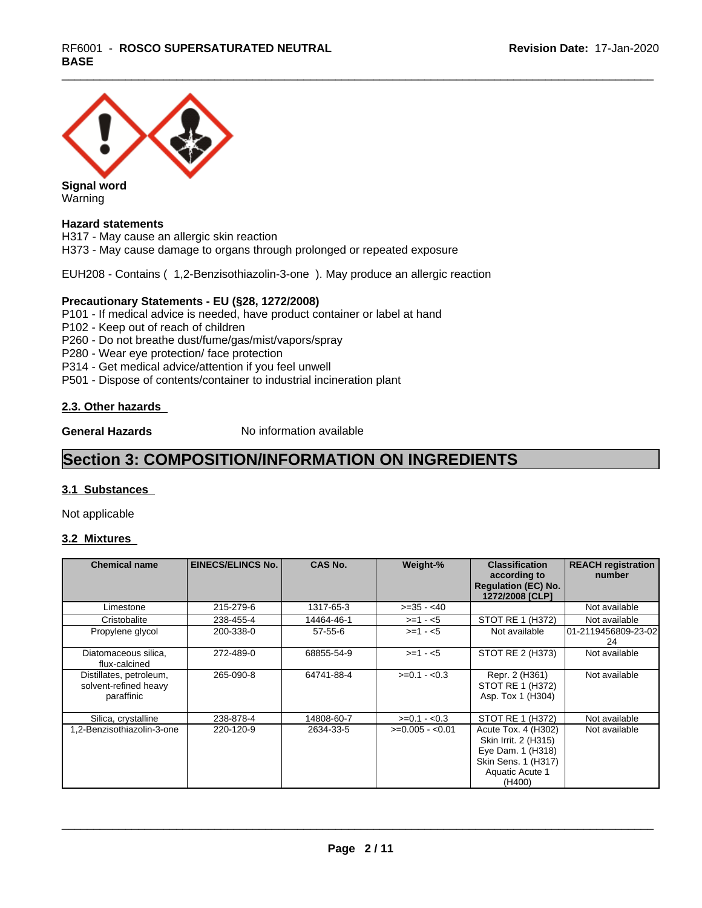**Signal word**
Warning

**Hazard statements**
H317 - May cause an allergic skin reaction
H373 - May cause damage to organs through prolonged or repeated exposure

EUH208 - Contains ( 1,2-Benzisothiazolin-3-one ). May produce an allergic reaction

**Precautionary Statements - EU (§28, 1272/2008)**
P101 - If medical advice is needed, have product container or label at hand
P102 - Keep out of reach of children
P260 - Do not breathe dust/fume/gas/mist/vapors/spray
P280 - Wear eye protection/ face protection
P314 - Get medical advice/attention if you feel unwell
P501 - Dispose of contents/container to industrial incineration plant

### 2.3. Other hazards

**General Hazards** No information available

# Section 3: COMPOSITION/INFORMATION ON INGREDIENTS

### 3.1 Substances

Not applicable

### 3.2 Mixtures

| Chemical name | EINECS/ELINCS No. | CAS No. | Weight-% | Classification according to Regulation (EC) No. 1272/2008 [CLP] | REACH registration number |
|---|---|---|---|---|---|
| Limestone | 215-279-6 | 1317-65-3 | >=35 - <40 | | Not available |
| Cristobalite | 238-455-4 | 14464-46-1 | >=1 - <5 | STOT RE 1 (H372) | Not available |
| Propylene glycol | 200-338-0 | 57-55-6 | >=1 - <5 | Not available | 01-2119456809-23-0224 |
| Diatomaceous silica, flux-calcined | 272-489-0 | 68855-54-9 | >=1 - <5 | STOT RE 2 (H373) | Not available |
| Distillates, petroleum, solvent-refined heavy paraffinic | 265-090-8 | 64741-88-4 | >=0.1 - <0.3 | Repr. 2 (H361)<br>STOT RE 1 (H372)<br>Asp. Tox 1 (H304) | Not available |
| Silica, crystalline | 238-878-4 | 14808-60-7 | >=0.1 - <0.3 | STOT RE 1 (H372) | Not available |
| 1,2-Benzisothiazolin-3-one | 220-120-9 | 2634-33-5 | >=0.005 - <0.01 | Acute Tox. 4 (H302)<br>Skin Irrit. 2 (H315)<br>Eye Dam. 1 (H318)<br>Skin Sens. 1 (H317)<br>Aquatic Acute 1 (H400) | Not available |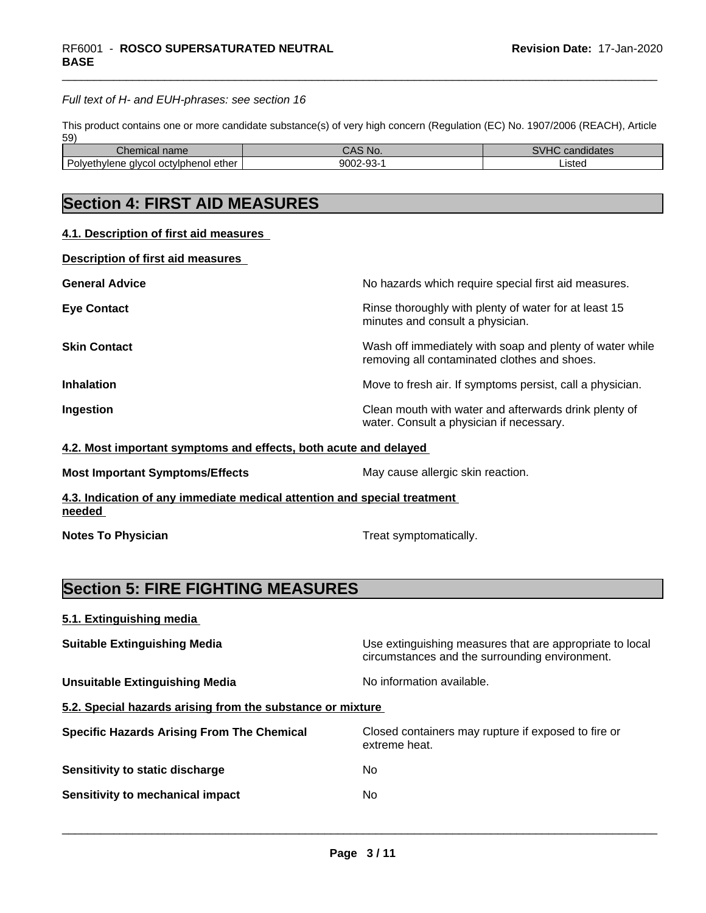*Full text of H- and EUH-phrases: see section 16*

This product contains one or more candidate substance(s) of very high concern (Regulation (EC) No. 1907/2006 (REACH), Article 59)

| Chemical name | CAS No. | SVHC candidates |
| --- | --- | --- |
| Polyethylene glycol octylphenol ether | 9002-93-1 | Listed |

## Section 4: FIRST AID MEASURES

### 4.1. Description of first aid measures

**Description of first aid measures**

**General Advice** No hazards which require special first aid measures.

**Eye Contact** Rinse thoroughly with plenty of water for at least 15 minutes and consult a physician.

**Skin Contact** Wash off immediately with soap and plenty of water while removing all contaminated clothes and shoes.

**Inhalation** Move to fresh air. If symptoms persist, call a physician.

**Ingestion** Clean mouth with water and afterwards drink plenty of water. Consult a physician if necessary.

### 4.2. Most important symptoms and effects, both acute and delayed

**Most Important Symptoms/Effects** May cause allergic skin reaction.

### 4.3. Indication of any immediate medical attention and special treatment needed

**Notes To Physician** Treat symptomatically.

## Section 5: FIRE FIGHTING MEASURES

### 5.1. Extinguishing media

**Suitable Extinguishing Media** Use extinguishing measures that are appropriate to local circumstances and the surrounding environment.

**Unsuitable Extinguishing Media** No information available.

### 5.2. Special hazards arising from the substance or mixture

**Specific Hazards Arising From The Chemical** Closed containers may rupture if exposed to fire or extreme heat.

**Sensitivity to static discharge** No

**Sensitivity to mechanical impact** No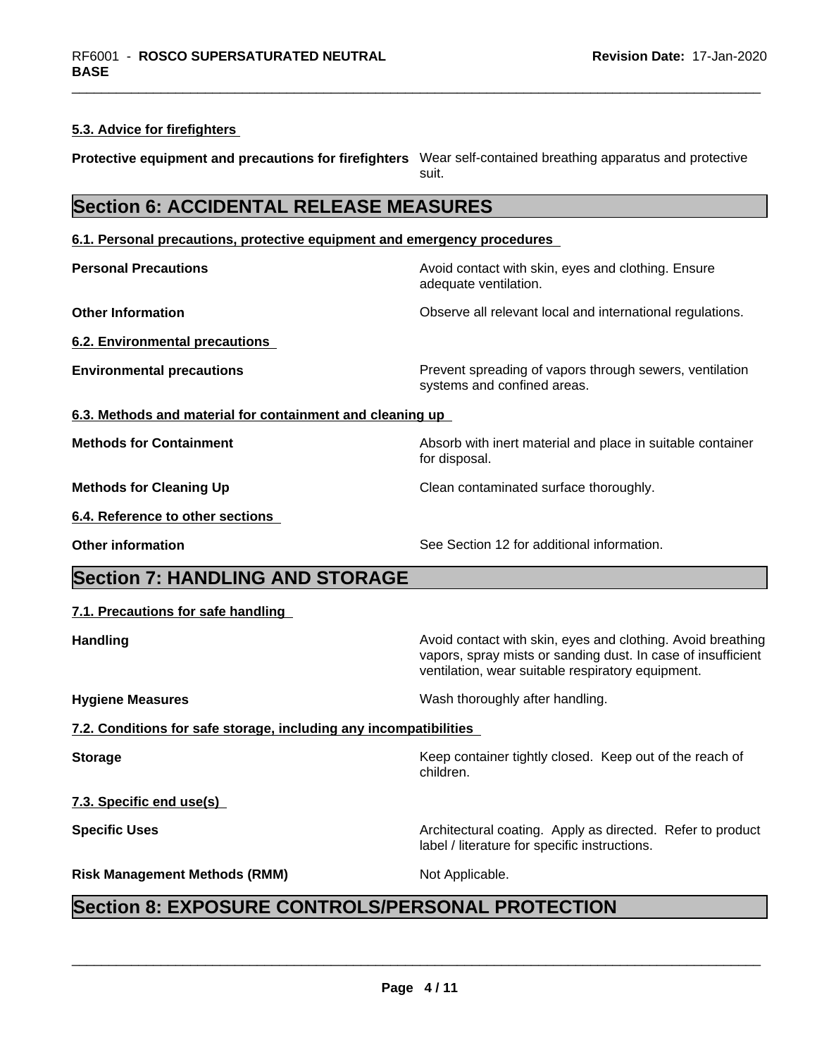### 5.3. Advice for firefighters

| | |
|---|---|
| **Protective equipment and precautions for firefighters** | Wear self-contained breathing apparatus and protective suit. |

## Section 6: ACCIDENTAL RELEASE MEASURES

### 6.1. Personal precautions, protective equipment and emergency procedures

| | |
|---|---|
| **Personal Precautions** | Avoid contact with skin, eyes and clothing. Ensure adequate ventilation. |
| **Other Information** | Observe all relevant local and international regulations. |

### 6.2. Environmental precautions

| | |
|---|---|
| **Environmental precautions** | Prevent spreading of vapors through sewers, ventilation systems and confined areas. |

### 6.3. Methods and material for containment and cleaning up

| | |
|---|---|
| **Methods for Containment** | Absorb with inert material and place in suitable container for disposal. |
| **Methods for Cleaning Up** | Clean contaminated surface thoroughly. |

### 6.4. Reference to other sections

| | |
|---|---|
| **Other information** | See Section 12 for additional information. |

## Section 7: HANDLING AND STORAGE

### 7.1. Precautions for safe handling

| | |
|---|---|
| **Handling** | Avoid contact with skin, eyes and clothing. Avoid breathing vapors, spray mists or sanding dust. In case of insufficient ventilation, wear suitable respiratory equipment. |
| **Hygiene Measures** | Wash thoroughly after handling. |

### 7.2. Conditions for safe storage, including any incompatibilities

| | |
|---|---|
| **Storage** | Keep container tightly closed. Keep out of the reach of children. |

### 7.3. Specific end use(s)

| | |
|---|---|
| **Specific Uses** | Architectural coating. Apply as directed. Refer to product label / literature for specific instructions. |
| **Risk Management Methods (RMM)** | Not Applicable. |

## Section 8: EXPOSURE CONTROLS/PERSONAL PROTECTION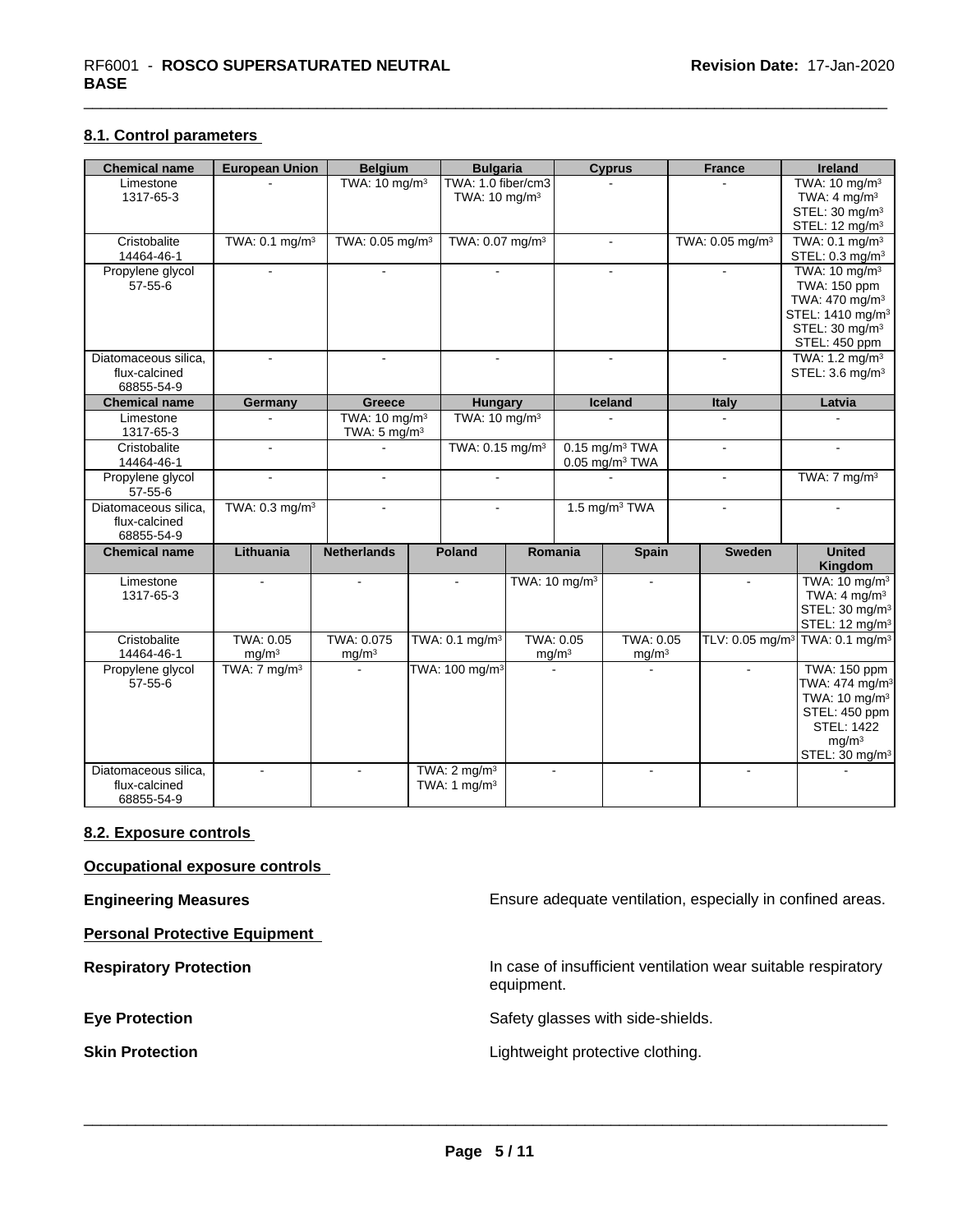## 8.1. Control parameters

| Chemical name | European Union | Belgium | Bulgaria | Cyprus | France | Ireland |
|---|---|---|---|---|---|---|
| Limestone 1317-65-3 | - | TWA: 10 mg/m³ | TWA: 1.0 fiber/cm3 TWA: 10 mg/m³ | - | - | TWA: 10 mg/m³ TWA: 4 mg/m³ STEL: 30 mg/m³ STEL: 12 mg/m³ |
| Cristobalite 14464-46-1 | TWA: 0.1 mg/m³ | TWA: 0.05 mg/m³ | TWA: 0.07 mg/m³ | - | TWA: 0.05 mg/m³ | TWA: 0.1 mg/m³ STEL: 0.3 mg/m³ |
| Propylene glycol 57-55-6 | - | - | - | - | - | TWA: 10 mg/m³ TWA: 150 ppm TWA: 470 mg/m³ STEL: 1410 mg/m³ STEL: 30 mg/m³ STEL: 450 ppm |
| Diatomaceous silica, flux-calcined 68855-54-9 | - | - | - | - | - | TWA: 1.2 mg/m³ STEL: 3.6 mg/m³ |

| Chemical name | Germany | Greece | Hungary | Iceland | Italy | Latvia |
|---|---|---|---|---|---|---|
| Limestone 1317-65-3 | - | TWA: 10 mg/m³ TWA: 5 mg/m³ | TWA: 10 mg/m³ | - | - | - |
| Cristobalite 14464-46-1 | - | - | TWA: 0.15 mg/m³ | 0.15 mg/m³ TWA 0.05 mg/m³ TWA | - | - |
| Propylene glycol 57-55-6 | - | - | - | - | - | TWA: 7 mg/m³ |
| Diatomaceous silica, flux-calcined 68855-54-9 | TWA: 0.3 mg/m³ | - | - | 1.5 mg/m³ TWA | - | - |

| Chemical name | Lithuania | Netherlands | Poland | Romania | Spain | Sweden | United Kingdom |
|---|---|---|---|---|---|---|---|
| Limestone 1317-65-3 | - | - | - | TWA: 10 mg/m³ | - | - | TWA: 10 mg/m³ TWA: 4 mg/m³ STEL: 30 mg/m³ STEL: 12 mg/m³ |
| Cristobalite 14464-46-1 | TWA: 0.05 mg/m³ | TWA: 0.075 mg/m³ | TWA: 0.1 mg/m³ | TWA: 0.05 mg/m³ | TWA: 0.05 mg/m³ | TLV: 0.05 mg/m³ | TWA: 0.1 mg/m³ |
| Propylene glycol 57-55-6 | TWA: 7 mg/m³ | - | TWA: 100 mg/m³ | - | - | - | TWA: 150 ppm TWA: 474 mg/m³ TWA: 10 mg/m³ STEL: 450 ppm STEL: 1422 mg/m³ STEL: 30 mg/m³ |
| Diatomaceous silica, flux-calcined 68855-54-9 | - | - | TWA: 2 mg/m³ TWA: 1 mg/m³ | - | - | - | - |

## 8.2. Exposure controls

### Occupational exposure controls

**Engineering Measures** Ensure adequate ventilation, especially in confined areas.

### Personal Protective Equipment

**Respiratory Protection** In case of insufficient ventilation wear suitable respiratory equipment.

**Eye Protection** Safety glasses with side-shields.

**Skin Protection** Lightweight protective clothing.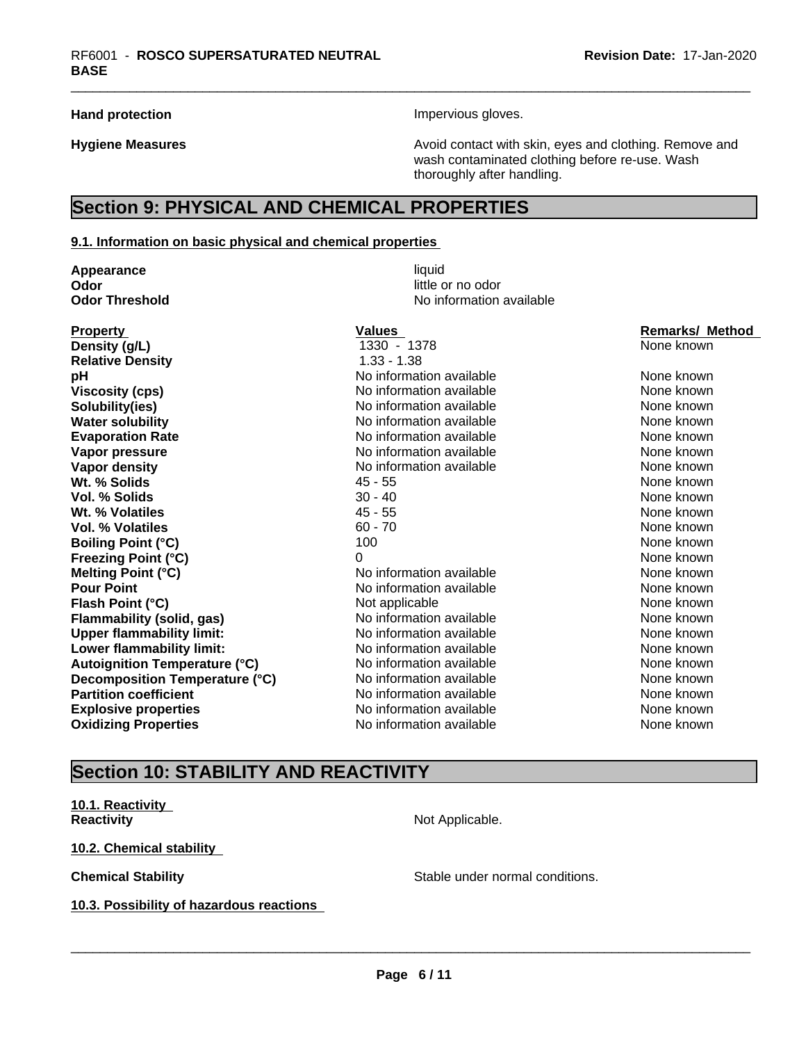**Hand protection** Impervious gloves.

**Hygiene Measures** Avoid contact with skin, eyes and clothing. Remove and wash contaminated clothing before re-use. Wash thoroughly after handling.

## Section 9: PHYSICAL AND CHEMICAL PROPERTIES

### 9.1. Information on basic physical and chemical properties

**Appearance** liquid
**Odor** little or no odor
**Odor Threshold** No information available

| Property | Values | Remarks/ Method |
|---|---|---|
| **Density (g/L)** | 1330 - 1378 | None known |
| **Relative Density** | 1.33 - 1.38 | |
| **pH** | No information available | None known |
| **Viscosity (cps)** | No information available | None known |
| **Solubility(ies)** | No information available | None known |
| **Water solubility** | No information available | None known |
| **Evaporation Rate** | No information available | None known |
| **Vapor pressure** | No information available | None known |
| **Vapor density** | No information available | None known |
| **Wt. % Solids** | 45 - 55 | None known |
| **Vol. % Solids** | 30 - 40 | None known |
| **Wt. % Volatiles** | 45 - 55 | None known |
| **Vol. % Volatiles** | 60 - 70 | None known |
| **Boiling Point (°C)** | 100 | None known |
| **Freezing Point (°C)** | 0 | None known |
| **Melting Point (°C)** | No information available | None known |
| **Pour Point** | No information available | None known |
| **Flash Point (°C)** | Not applicable | None known |
| **Flammability (solid, gas)** | No information available | None known |
| **Upper flammability limit:** | No information available | None known |
| **Lower flammability limit:** | No information available | None known |
| **Autoignition Temperature (°C)** | No information available | None known |
| **Decomposition Temperature (°C)** | No information available | None known |
| **Partition coefficient** | No information available | None known |
| **Explosive properties** | No information available | None known |
| **Oxidizing Properties** | No information available | None known |

## Section 10: STABILITY AND REACTIVITY

### 10.1. Reactivity

**Reactivity** Not Applicable.

### 10.2. Chemical stability

**Chemical Stability** Stable under normal conditions.

### 10.3. Possibility of hazardous reactions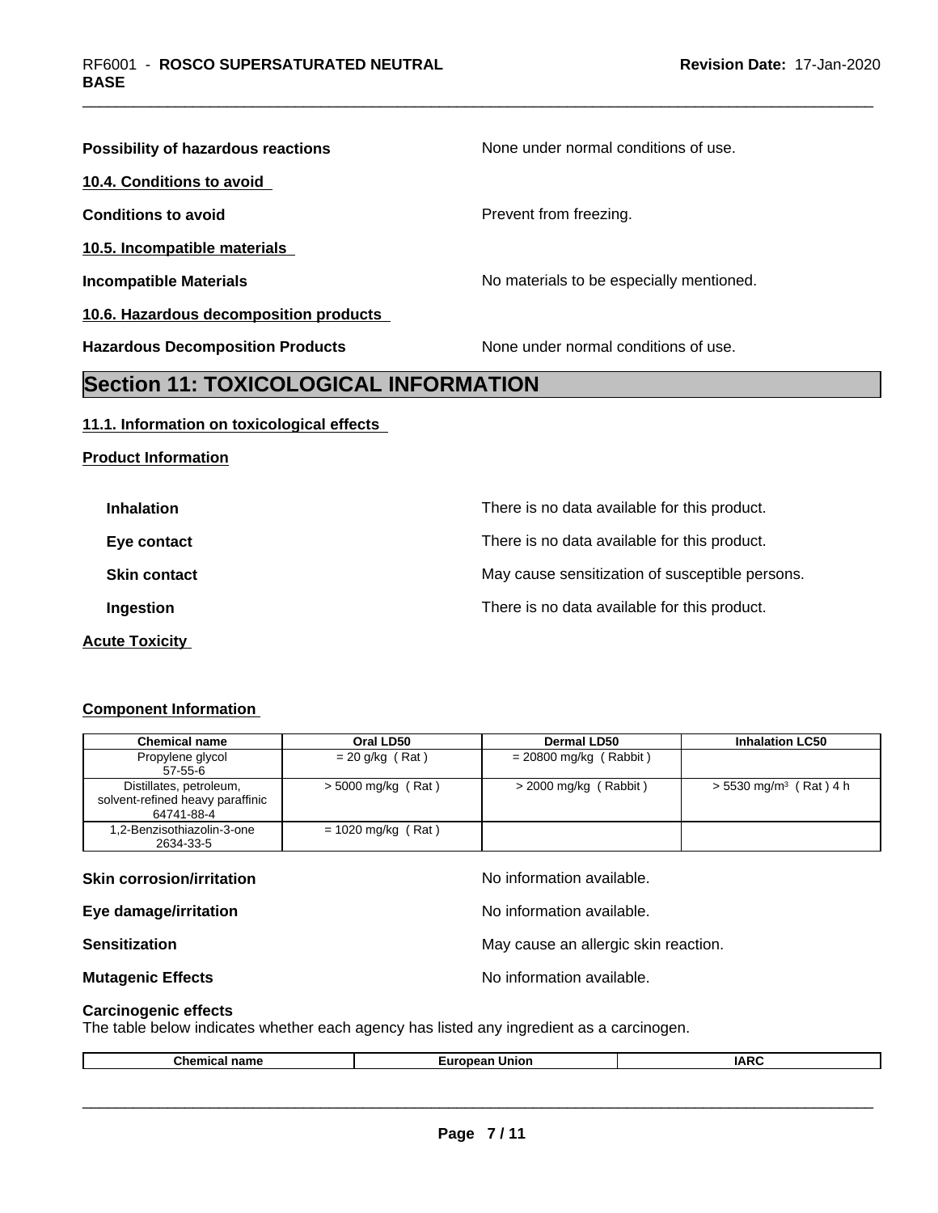**Possibility of hazardous reactions** None under normal conditions of use.

**10.4. Conditions to avoid**

**Conditions to avoid** Prevent from freezing.

**10.5. Incompatible materials**

**Incompatible Materials** No materials to be especially mentioned.

**10.6. Hazardous decomposition products**

**Hazardous Decomposition Products** None under normal conditions of use.

## Section 11: TOXICOLOGICAL INFORMATION

**11.1. Information on toxicological effects**

**Product Information**

**Inhalation** There is no data available for this product.

**Eye contact** There is no data available for this product.

**Skin contact** May cause sensitization of susceptible persons.

**Ingestion** There is no data available for this product.

**Acute Toxicity**

**Component Information**

| Chemical name | Oral LD50 | Dermal LD50 | Inhalation LC50 |
|---|---|---|---|
| Propylene glycol<br>57-55-6 | = 20 g/kg ( Rat ) | = 20800 mg/kg ( Rabbit ) | |
| Distillates, petroleum, solvent-refined heavy paraffinic<br>64741-88-4 | > 5000 mg/kg ( Rat ) | > 2000 mg/kg ( Rabbit ) | > 5530 mg/m³ ( Rat ) 4 h |
| 1,2-Benzisothiazolin-3-one<br>2634-33-5 | = 1020 mg/kg ( Rat ) | | |

**Skin corrosion/irritation** No information available.

**Eye damage/irritation** No information available.

**Sensitization** May cause an allergic skin reaction.

**Mutagenic Effects** No information available.

**Carcinogenic effects**
The table below indicates whether each agency has listed any ingredient as a carcinogen.

| Chemical name | European Union | IARC |
|---|---|---|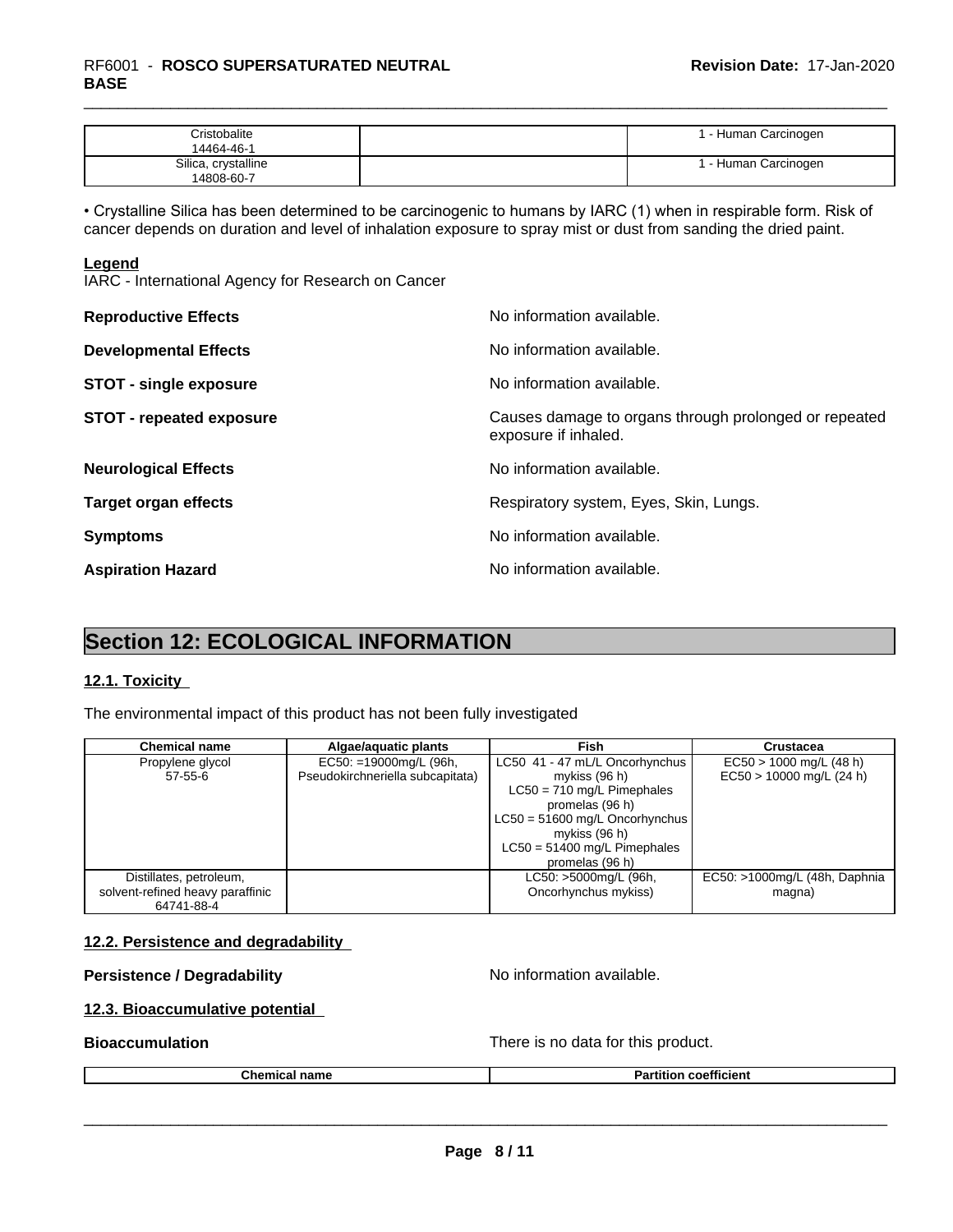| Cristobalite 14464-46-1 | | 1 - Human Carcinogen |
|---|---|---|
| Silica, crystalline 14808-60-7 | | 1 - Human Carcinogen |

• Crystalline Silica has been determined to be carcinogenic to humans by IARC (1) when in respirable form. Risk of cancer depends on duration and level of inhalation exposure to spray mist or dust from sanding the dried paint.

**Legend**
IARC - International Agency for Research on Cancer

**Reproductive Effects** No information available.

**Developmental Effects** No information available.

**STOT - single exposure** No information available.

**STOT - repeated exposure** Causes damage to organs through prolonged or repeated exposure if inhaled.

**Neurological Effects** No information available.

**Target organ effects** Respiratory system, Eyes, Skin, Lungs.

**Symptoms** No information available.

**Aspiration Hazard** No information available.

# Section 12: ECOLOGICAL INFORMATION

## 12.1. Toxicity

The environmental impact of this product has not been fully investigated

| Chemical name | Algae/aquatic plants | Fish | Crustacea |
|---|---|---|---|
| Propylene glycol 57-55-6 | EC50: =19000mg/L (96h, Pseudokirchneriella subcapitata) | LC50 41 - 47 mL/L Oncorhynchus mykiss (96 h) LC50 = 710 mg/L Pimephales promelas (96 h) LC50 = 51600 mg/L Oncorhynchus mykiss (96 h) LC50 = 51400 mg/L Pimephales promelas (96 h) | EC50 > 1000 mg/L (48 h) EC50 > 10000 mg/L (24 h) |
| Distillates, petroleum, solvent-refined heavy paraffinic 64741-88-4 | | LC50: >5000mg/L (96h, Oncorhynchus mykiss) | EC50: >1000mg/L (48h, Daphnia magna) |

## 12.2. Persistence and degradability

**Persistence / Degradability** No information available.

## 12.3. Bioaccumulative potential

**Bioaccumulation** There is no data for this product.

| Chemical name | Partition coefficient |
|---|---|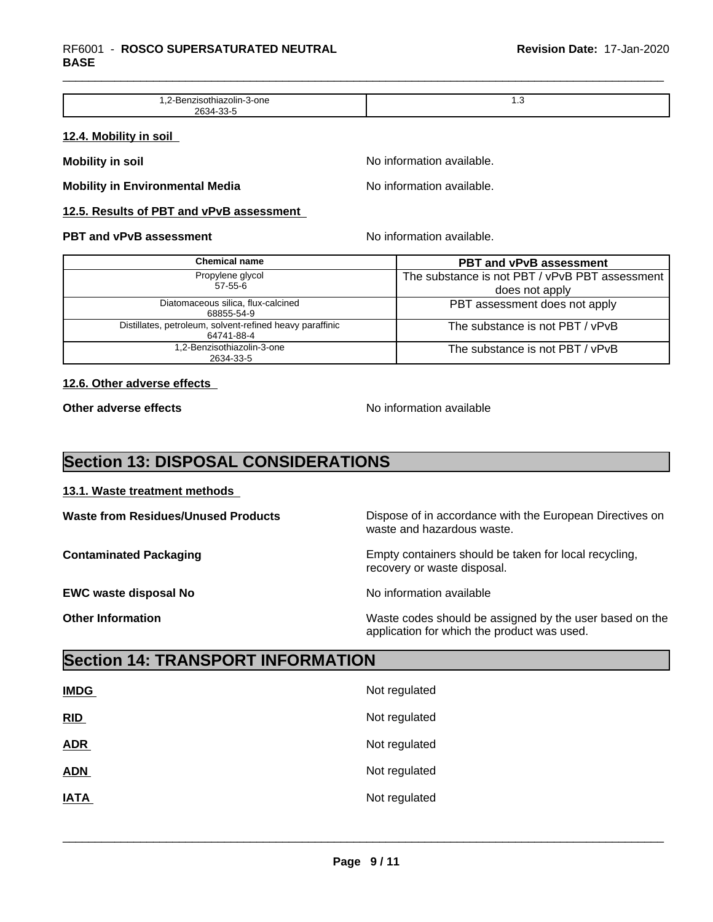| 1,2-Benzisothiazolin-3-one<br>2634-33-5 | 1.3 |
|---|---|

### 12.4. Mobility in soil

**Mobility in soil** No information available.

**Mobility in Environmental Media** No information available.

### 12.5. Results of PBT and vPvB assessment

**PBT and vPvB assessment** No information available.

| Chemical name | PBT and vPvB assessment |
|---|---|
| Propylene glycol<br>57-55-6 | The substance is not PBT / vPvB PBT assessment does not apply |
| Diatomaceous silica, flux-calcined<br>68855-54-9 | PBT assessment does not apply |
| Distillates, petroleum, solvent-refined heavy paraffinic<br>64741-88-4 | The substance is not PBT / vPvB |
| 1,2-Benzisothiazolin-3-one<br>2634-33-5 | The substance is not PBT / vPvB |

### 12.6. Other adverse effects

**Other adverse effects** No information available

## Section 13: DISPOSAL CONSIDERATIONS

### 13.1. Waste treatment methods

**Waste from Residues/Unused Products** Dispose of in accordance with the European Directives on waste and hazardous waste.

**Contaminated Packaging** Empty containers should be taken for local recycling, recovery or waste disposal.

**EWC waste disposal No** No information available

**Other Information** Waste codes should be assigned by the user based on the application for which the product was used.

## Section 14: TRANSPORT INFORMATION

**IMDG** Not regulated

**RID** Not regulated

**ADR** Not regulated

**ADN** Not regulated

**IATA** Not regulated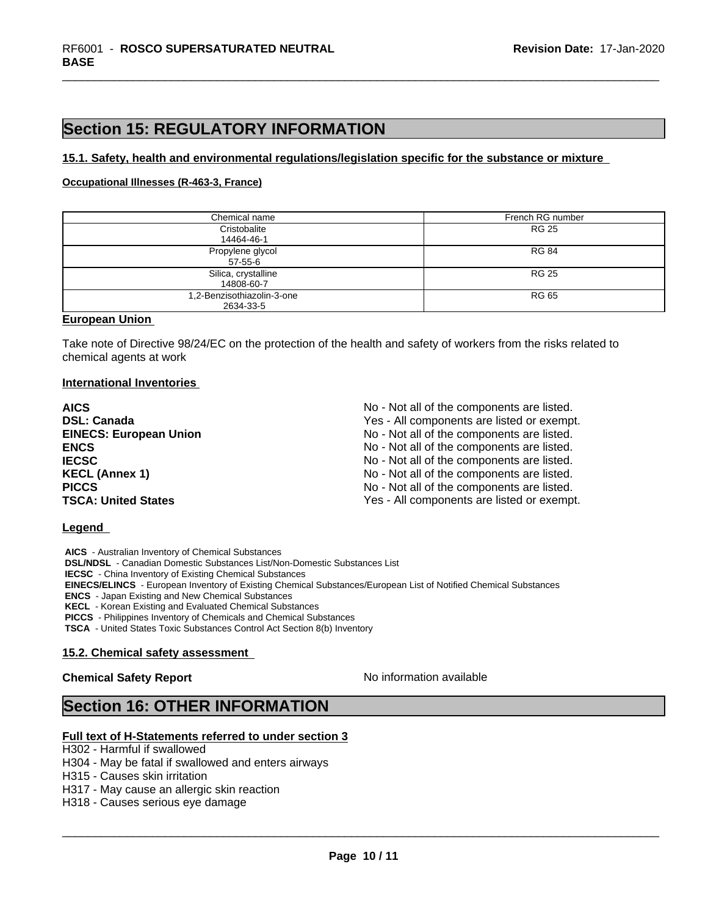# Section 15: REGULATORY INFORMATION

**15.1. Safety, health and environmental regulations/legislation specific for the substance or mixture**

**Occupational Illnesses (R-463-3, France)**

| Chemical name | French RG number |
|---|---|
| Cristobalite<br>14464-46-1 | RG 25 |
| Propylene glycol<br>57-55-6 | RG 84 |
| Silica, crystalline<br>14808-60-7 | RG 25 |
| 1,2-Benzisothiazolin-3-one<br>2634-33-5 | RG 65 |

**European Union**

Take note of Directive 98/24/EC on the protection of the health and safety of workers from the risks related to chemical agents at work

**International Inventories**

| | |
|---|---|
| **AICS** | No - Not all of the components are listed. |
| **DSL: Canada** | Yes - All components are listed or exempt. |
| **EINECS: European Union** | No - Not all of the components are listed. |
| **ENCS** | No - Not all of the components are listed. |
| **IECSC** | No - Not all of the components are listed. |
| **KECL (Annex 1)** | No - Not all of the components are listed. |
| **PICCS** | No - Not all of the components are listed. |
| **TSCA: United States** | Yes - All components are listed or exempt. |

**Legend**

**AICS** - Australian Inventory of Chemical Substances
**DSL/NDSL** - Canadian Domestic Substances List/Non-Domestic Substances List
**IECSC** - China Inventory of Existing Chemical Substances
**EINECS/ELINCS** - European Inventory of Existing Chemical Substances/European List of Notified Chemical Substances
**ENCS** - Japan Existing and New Chemical Substances
**KECL** - Korean Existing and Evaluated Chemical Substances
**PICCS** - Philippines Inventory of Chemicals and Chemical Substances
**TSCA** - United States Toxic Substances Control Act Section 8(b) Inventory

**15.2. Chemical safety assessment**

**Chemical Safety Report** No information available

# Section 16: OTHER INFORMATION

**Full text of H-Statements referred to under section 3**

H302 - Harmful if swallowed
H304 - May be fatal if swallowed and enters airways
H315 - Causes skin irritation
H317 - May cause an allergic skin reaction
H318 - Causes serious eye damage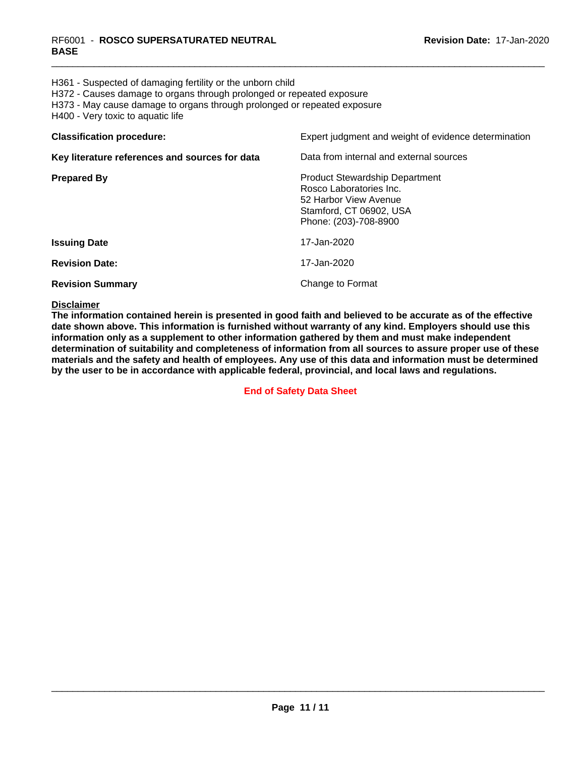H361 - Suspected of damaging fertility or the unborn child
H372 - Causes damage to organs through prolonged or repeated exposure
H373 - May cause damage to organs through prolonged or repeated exposure
H400 - Very toxic to aquatic life

| | |
|---|---|
| **Classification procedure:** | Expert judgment and weight of evidence determination |
| **Key literature references and sources for data** | Data from internal and external sources |
| **Prepared By** | Product Stewardship Department<br>Rosco Laboratories Inc.<br>52 Harbor View Avenue<br>Stamford, CT 06902, USA<br>Phone: (203)-708-8900 |
| **Issuing Date** | 17-Jan-2020 |
| **Revision Date:** | 17-Jan-2020 |
| **Revision Summary** | Change to Format |

**Disclaimer**

**The information contained herein is presented in good faith and believed to be accurate as of the effective date shown above. This information is furnished without warranty of any kind. Employers should use this information only as a supplement to other information gathered by them and must make independent determination of suitability and completeness of information from all sources to assure proper use of these materials and the safety and health of employees. Any use of this data and information must be determined by the user to be in accordance with applicable federal, provincial, and local laws and regulations.**

**End of Safety Data Sheet**